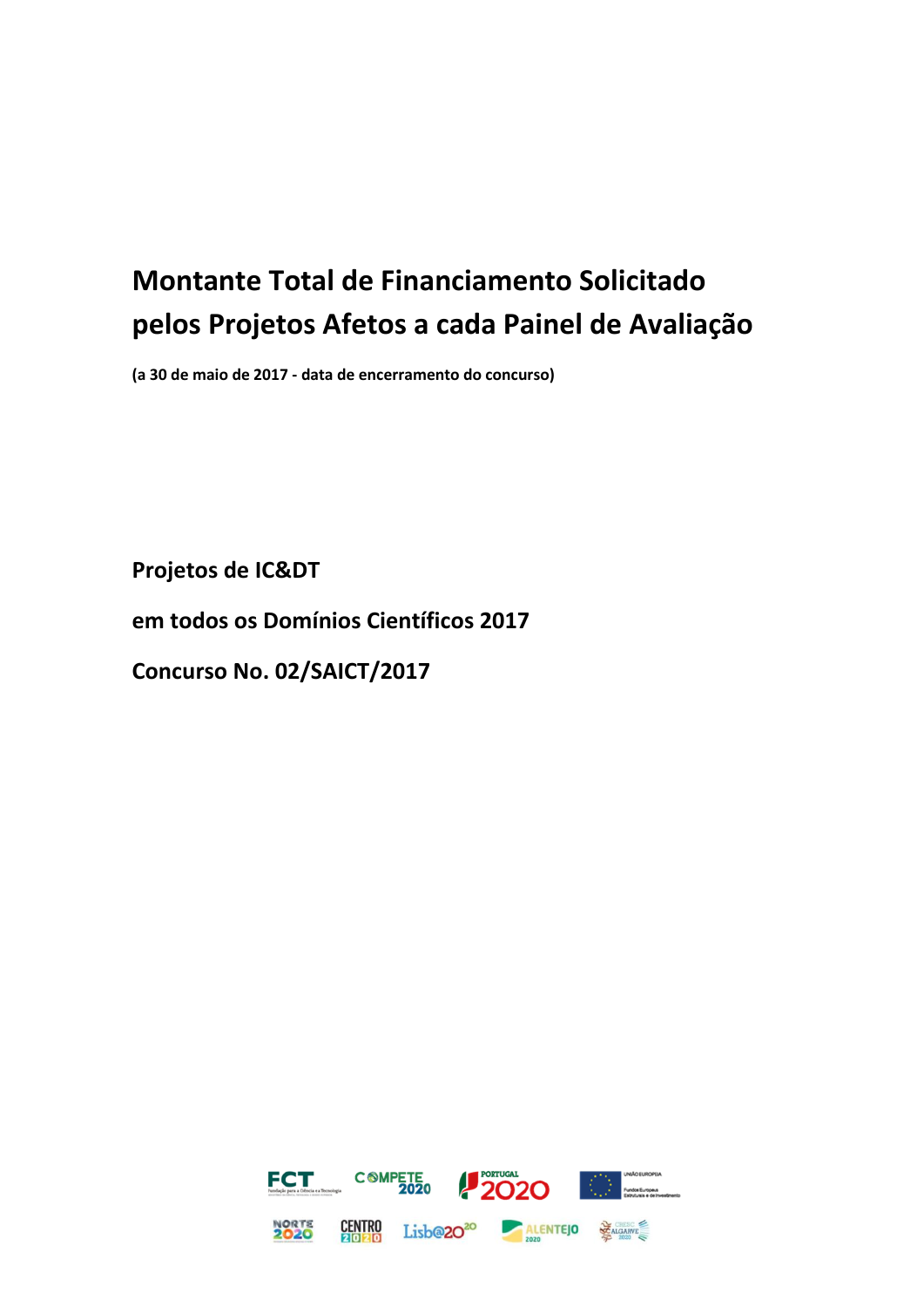# Montante Total de Financiamento Solicitado pelos Projetos Afetos a cada Painel de Avaliação

**(a 30 de maio de 2017 - data de encerramento do concurso)**

## Projetos de IC&DT

## em todos os Domínios Científicos 2017

## Concurso No. 02/SAICT/2017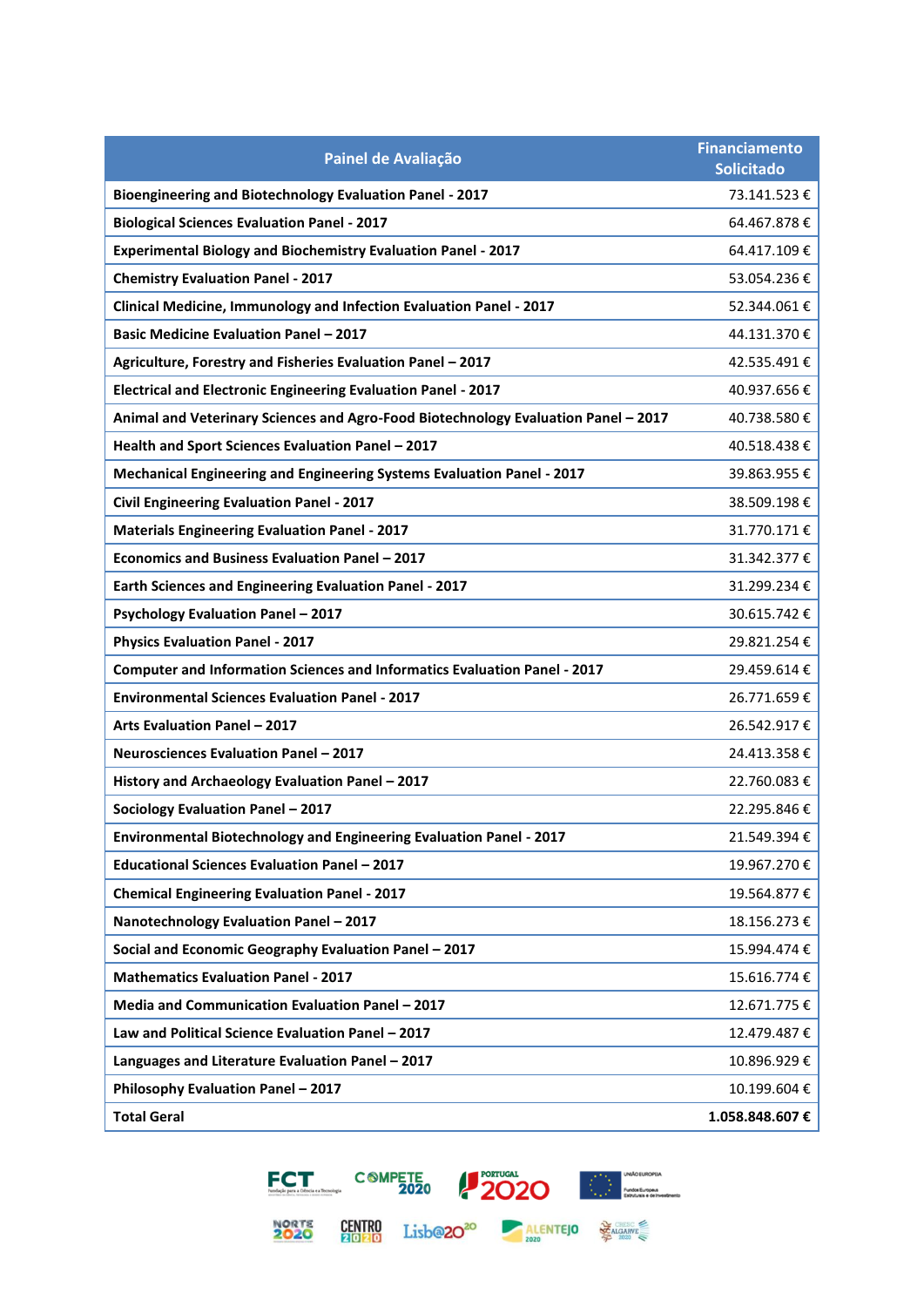| Painel de Avaliação | Financiamento Solicitado |
|---|---|
| Bioengineering and Biotechnology Evaluation Panel - 2017 | 73.141.523 € |
| Biological Sciences Evaluation Panel - 2017 | 64.467.878 € |
| Experimental Biology and Biochemistry Evaluation Panel - 2017 | 64.417.109 € |
| Chemistry Evaluation Panel - 2017 | 53.054.236 € |
| Clinical Medicine, Immunology and Infection Evaluation Panel - 2017 | 52.344.061 € |
| Basic Medicine Evaluation Panel – 2017 | 44.131.370 € |
| Agriculture, Forestry and Fisheries Evaluation Panel – 2017 | 42.535.491 € |
| Electrical and Electronic Engineering Evaluation Panel - 2017 | 40.937.656 € |
| Animal and Veterinary Sciences and Agro-Food Biotechnology Evaluation Panel – 2017 | 40.738.580 € |
| Health and Sport Sciences Evaluation Panel – 2017 | 40.518.438 € |
| Mechanical Engineering and Engineering Systems Evaluation Panel - 2017 | 39.863.955 € |
| Civil Engineering Evaluation Panel - 2017 | 38.509.198 € |
| Materials Engineering Evaluation Panel - 2017 | 31.770.171 € |
| Economics and Business Evaluation Panel – 2017 | 31.342.377 € |
| Earth Sciences and Engineering Evaluation Panel - 2017 | 31.299.234 € |
| Psychology Evaluation Panel – 2017 | 30.615.742 € |
| Physics Evaluation Panel - 2017 | 29.821.254 € |
| Computer and Information Sciences and Informatics Evaluation Panel - 2017 | 29.459.614 € |
| Environmental Sciences Evaluation Panel - 2017 | 26.771.659 € |
| Arts Evaluation Panel – 2017 | 26.542.917 € |
| Neurosciences Evaluation Panel – 2017 | 24.413.358 € |
| History and Archaeology Evaluation Panel – 2017 | 22.760.083 € |
| Sociology Evaluation Panel – 2017 | 22.295.846 € |
| Environmental Biotechnology and Engineering Evaluation Panel - 2017 | 21.549.394 € |
| Educational Sciences Evaluation Panel – 2017 | 19.967.270 € |
| Chemical Engineering Evaluation Panel - 2017 | 19.564.877 € |
| Nanotechnology Evaluation Panel – 2017 | 18.156.273 € |
| Social and Economic Geography Evaluation Panel – 2017 | 15.994.474 € |
| Mathematics Evaluation Panel - 2017 | 15.616.774 € |
| Media and Communication Evaluation Panel – 2017 | 12.671.775 € |
| Law and Political Science Evaluation Panel – 2017 | 12.479.487 € |
| Languages and Literature Evaluation Panel – 2017 | 10.896.929 € |
| Philosophy Evaluation Panel – 2017 | 10.199.604 € |
| **Total Geral** | **1.058.848.607 €** |